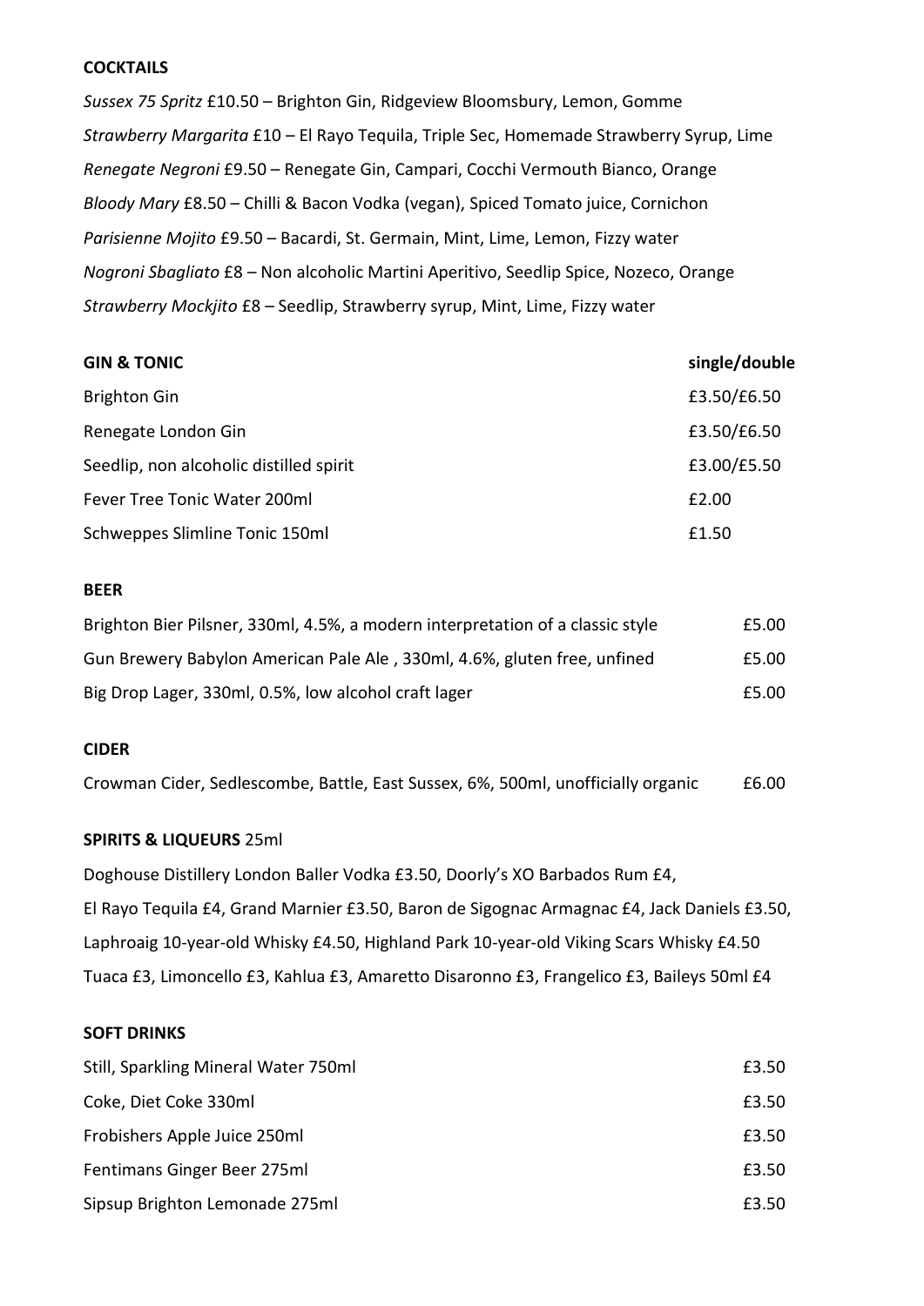**COCKTAILS**

*Sussex 75 Spritz* £10.50 – Brighton Gin, Ridgeview Bloomsbury, Lemon, Gomme

*Strawberry Margarita* £10 – El Rayo Tequila, Triple Sec, Homemade Strawberry Syrup, Lime

*Renegate Negroni* £9.50 – Renegate Gin, Campari, Cocchi Vermouth Bianco, Orange

*Bloody Mary* £8.50 – Chilli & Bacon Vodka (vegan), Spiced Tomato juice, Cornichon

*Parisienne Mojito* £9.50 – Bacardi, St. Germain, Mint, Lime, Lemon, Fizzy water

*Nogroni Sbagliato* £8 – Non alcoholic Martini Aperitivo, Seedlip Spice, Nozeco, Orange

*Strawberry Mockjito* £8 – Seedlip, Strawberry syrup, Mint, Lime, Fizzy water

| **GIN & TONIC** | **single/double** |
|---|---|
| Brighton Gin | £3.50/£6.50 |
| Renegate London Gin | £3.50/£6.50 |
| Seedlip, non alcoholic distilled spirit | £3.00/£5.50 |
| Fever Tree Tonic Water 200ml | £2.00 |
| Schweppes Slimline Tonic 150ml | £1.50 |

**BEER**

| | |
|---|---|
| Brighton Bier Pilsner, 330ml, 4.5%, a modern interpretation of a classic style | £5.00 |
| Gun Brewery Babylon American Pale Ale , 330ml, 4.6%, gluten free, unfined | £5.00 |
| Big Drop Lager, 330ml, 0.5%, low alcohol craft lager | £5.00 |

**CIDER**

| | |
|---|---|
| Crowman Cider, Sedlescombe, Battle, East Sussex, 6%, 500ml, unofficially organic | £6.00 |

**SPIRITS & LIQUEURS** 25ml

Doghouse Distillery London Baller Vodka £3.50, Doorly's XO Barbados Rum £4, El Rayo Tequila £4, Grand Marnier £3.50, Baron de Sigognac Armagnac £4, Jack Daniels £3.50, Laphroaig 10-year-old Whisky £4.50, Highland Park 10-year-old Viking Scars Whisky £4.50 Tuaca £3, Limoncello £3, Kahlua £3, Amaretto Disaronno £3, Frangelico £3, Baileys 50ml £4

**SOFT DRINKS**

| | |
|---|---|
| Still, Sparkling Mineral Water 750ml | £3.50 |
| Coke, Diet Coke 330ml | £3.50 |
| Frobishers Apple Juice 250ml | £3.50 |
| Fentimans Ginger Beer 275ml | £3.50 |
| Sipsup Brighton Lemonade 275ml | £3.50 |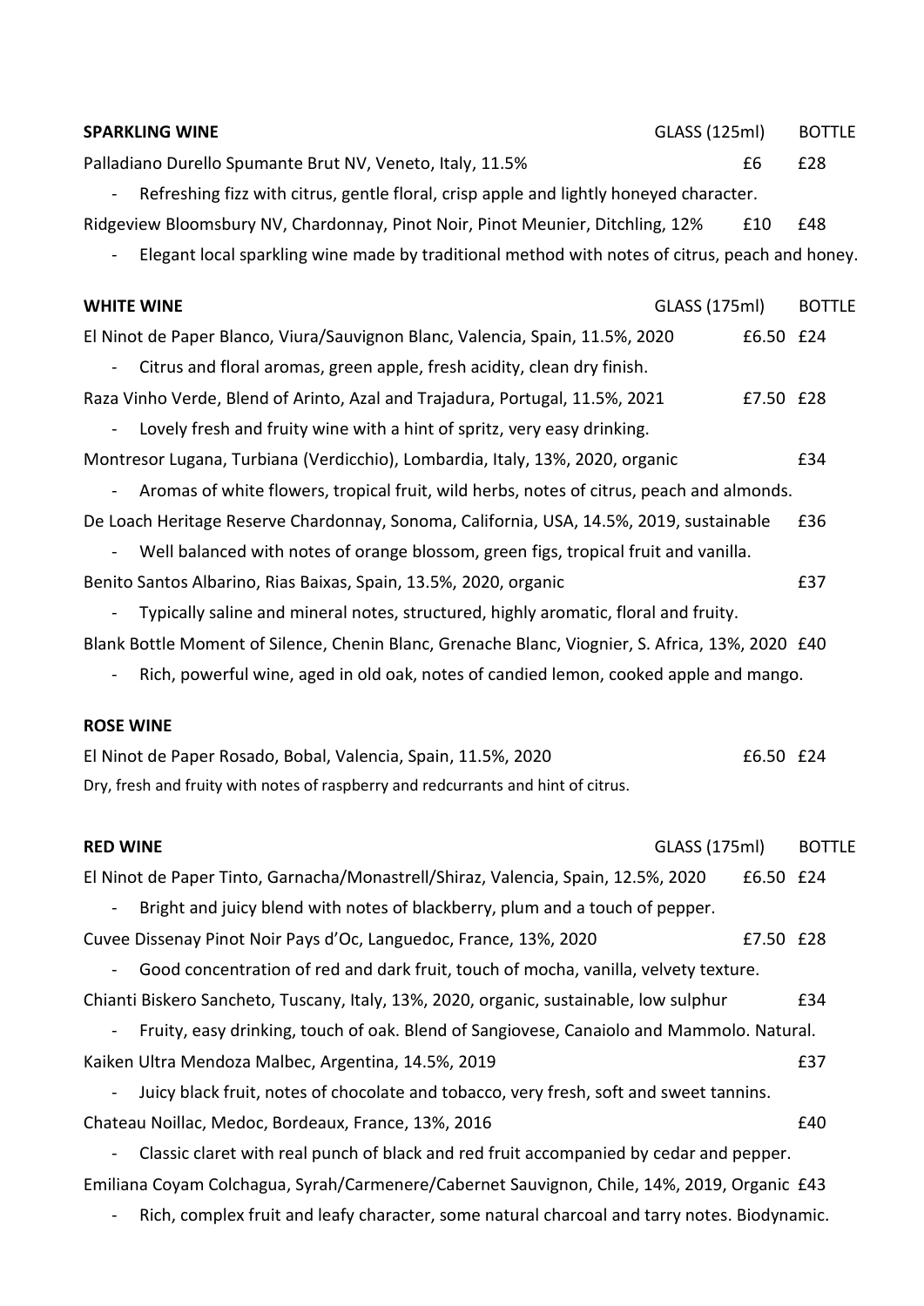## SPARKLING WINE

| | GLASS (125ml) | BOTTLE |
|---|---|---|
| Palladiano Durello Spumante Brut NV, Veneto, Italy, 11.5% | £6 | £28 |
| - Refreshing fizz with citrus, gentle floral, crisp apple and lightly honeyed character. | | |
| Ridgeview Bloomsbury NV, Chardonnay, Pinot Noir, Pinot Meunier, Ditchling, 12% | £10 | £48 |
| - Elegant local sparkling wine made by traditional method with notes of citrus, peach and honey. | | |

## WHITE WINE

| | GLASS (175ml) | BOTTLE |
|---|---|---|
| El Ninot de Paper Blanco, Viura/Sauvignon Blanc, Valencia, Spain, 11.5%, 2020 | £6.50 | £24 |
| - Citrus and floral aromas, green apple, fresh acidity, clean dry finish. | | |
| Raza Vinho Verde, Blend of Arinto, Azal and Trajadura, Portugal, 11.5%, 2021 | £7.50 | £28 |
| - Lovely fresh and fruity wine with a hint of spritz, very easy drinking. | | |
| Montresor Lugana, Turbiana (Verdicchio), Lombardia, Italy, 13%, 2020, organic | | £34 |
| - Aromas of white flowers, tropical fruit, wild herbs, notes of citrus, peach and almonds. | | |
| De Loach Heritage Reserve Chardonnay, Sonoma, California, USA, 14.5%, 2019, sustainable | | £36 |
| - Well balanced with notes of orange blossom, green figs, tropical fruit and vanilla. | | |
| Benito Santos Albarino, Rias Baixas, Spain, 13.5%, 2020, organic | | £37 |
| - Typically saline and mineral notes, structured, highly aromatic, floral and fruity. | | |
| Blank Bottle Moment of Silence, Chenin Blanc, Grenache Blanc, Viognier, S. Africa, 13%, 2020 | | £40 |
| - Rich, powerful wine, aged in old oak, notes of candied lemon, cooked apple and mango. | | |

## ROSE WINE

| | GLASS (175ml) | BOTTLE |
|---|---|---|
| El Ninot de Paper Rosado, Bobal, Valencia, Spain, 11.5%, 2020 | £6.50 | £24 |
| Dry, fresh and fruity with notes of raspberry and redcurrants and hint of citrus. | | |

## RED WINE

| | GLASS (175ml) | BOTTLE |
|---|---|---|
| El Ninot de Paper Tinto, Garnacha/Monastrell/Shiraz, Valencia, Spain, 12.5%, 2020 | £6.50 | £24 |
| - Bright and juicy blend with notes of blackberry, plum and a touch of pepper. | | |
| Cuvee Dissenay Pinot Noir Pays d'Oc, Languedoc, France, 13%, 2020 | £7.50 | £28 |
| - Good concentration of red and dark fruit, touch of mocha, vanilla, velvety texture. | | |
| Chianti Biskero Sancheto, Tuscany, Italy, 13%, 2020, organic, sustainable, low sulphur | | £34 |
| - Fruity, easy drinking, touch of oak. Blend of Sangiovese, Canaiolo and Mammolo. Natural. | | |
| Kaiken Ultra Mendoza Malbec, Argentina, 14.5%, 2019 | | £37 |
| - Juicy black fruit, notes of chocolate and tobacco, very fresh, soft and sweet tannins. | | |
| Chateau Noillac, Medoc, Bordeaux, France, 13%, 2016 | | £40 |
| - Classic claret with real punch of black and red fruit accompanied by cedar and pepper. | | |
| Emiliana Coyam Colchagua, Syrah/Carmenere/Cabernet Sauvignon, Chile, 14%, 2019, Organic | | £43 |
| - Rich, complex fruit and leafy character, some natural charcoal and tarry notes. Biodynamic. | | |